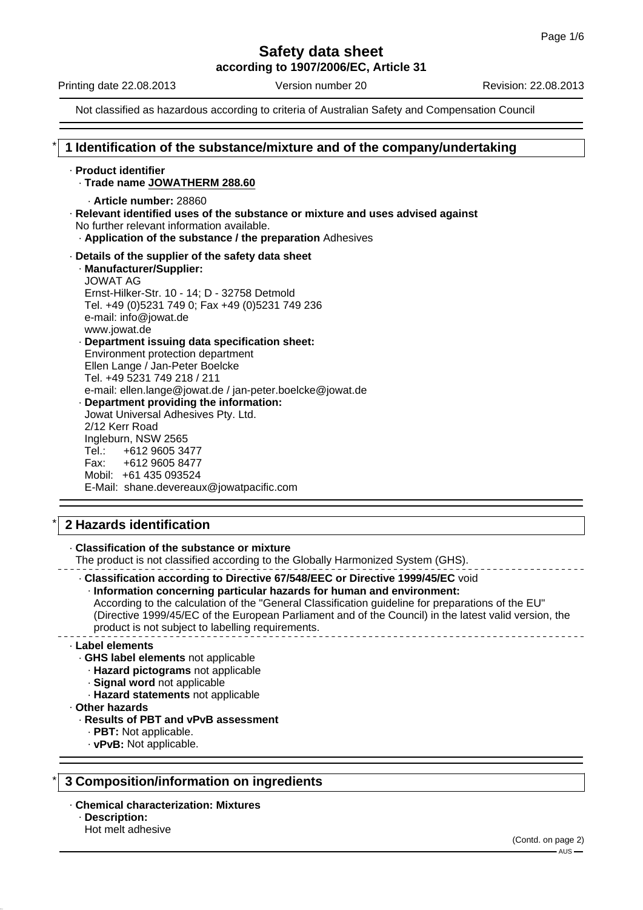# Safety data sheet

**according to 1907/2006/EC, Article 31**

Printing date 22.08.2013 Version number 20 Revision: 22.08.2013

Not classified as hazardous according to criteria of Australian Safety and Compensation Council

## * 1 Identification of the substance/mixture and of the company/undertaking

- **Product identifier**
  - **Trade name JOWATHERM 288.60**
    - **Article number:** 28860
- **Relevant identified uses of the substance or mixture and uses advised against**
  No further relevant information available.
  - **Application of the substance / the preparation** Adhesives
- **Details of the supplier of the safety data sheet**
  - **Manufacturer/Supplier:**
    JOWAT AG
    Ernst-Hilker-Str. 10 - 14; D - 32758 Detmold
    Tel. +49 (0)5231 749 0; Fax +49 (0)5231 749 236
    e-mail: info@jowat.de
    www.jowat.de
  - **Department issuing data specification sheet:**
    Environment protection department
    Ellen Lange / Jan-Peter Boelcke
    Tel. +49 5231 749 218 / 211
    e-mail: ellen.lange@jowat.de / jan-peter.boelcke@jowat.de
  - **Department providing the information:**
    Jowat Universal Adhesives Pty. Ltd.
    2/12 Kerr Road
    Ingleburn, NSW 2565
    Tel.: +612 9605 3477
    Fax: +612 9605 8477
    Mobil: +61 435 093524
    E-Mail: shane.devereaux@jowatpacific.com

## * 2 Hazards identification

- **Classification of the substance or mixture**
  The product is not classified according to the Globally Harmonized System (GHS).
  - **Classification according to Directive 67/548/EEC or Directive 1999/45/EC** void
    - **Information concerning particular hazards for human and environment:**
      According to the calculation of the "General Classification guideline for preparations of the EU" (Directive 1999/45/EC of the European Parliament and of the Council) in the latest valid version, the product is not subject to labelling requirements.
- **Label elements**
  - **GHS label elements** not applicable
    - **Hazard pictograms** not applicable
    - **Signal word** not applicable
    - **Hazard statements** not applicable
- **Other hazards**
  - **Results of PBT and vPvB assessment**
    - **PBT:** Not applicable.
    - **vPvB:** Not applicable.

## * 3 Composition/information on ingredients

- **Chemical characterization: Mixtures**
  - **Description:**
    Hot melt adhesive

(Contd. on page 2)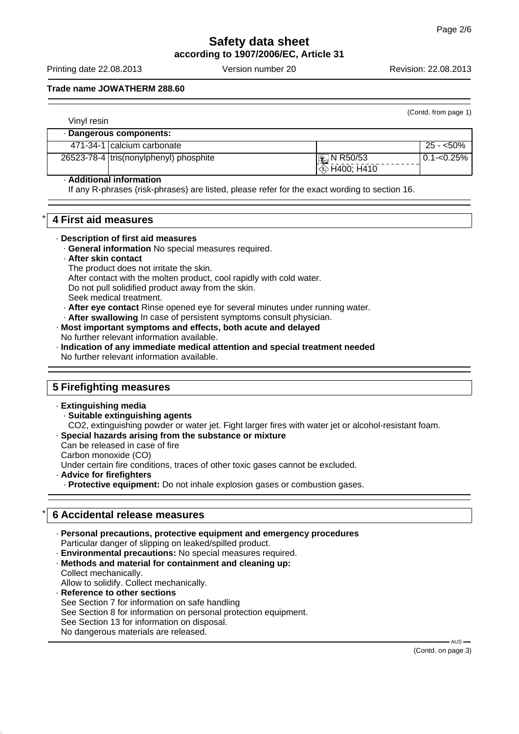(Contd. from page 1)

Vinyl resin

| · Dangerous components: | | | |
|---|---|---|---|
| 471-34-1 | calcium carbonate | | 25 - <50% |
| 26523-78-4 | tris(nonylphenyl) phosphite | N R50/53<br>H400; H410 | 0.1-<0.25% |

· **Additional information**
If any R-phrases (risk-phrases) are listed, please refer for the exact wording to section 16.

## * 4 First aid measures

· **Description of first aid measures**
· **General information** No special measures required.
· **After skin contact**
The product does not irritate the skin.
After contact with the molten product, cool rapidly with cold water.
Do not pull solidified product away from the skin.
Seek medical treatment.
· **After eye contact** Rinse opened eye for several minutes under running water.
· **After swallowing** In case of persistent symptoms consult physician.
· **Most important symptoms and effects, both acute and delayed**
No further relevant information available.
· **Indication of any immediate medical attention and special treatment needed**
No further relevant information available.

## 5 Firefighting measures

· **Extinguishing media**
· **Suitable extinguishing agents**
CO2, extinguishing powder or water jet. Fight larger fires with water jet or alcohol-resistant foam.
· **Special hazards arising from the substance or mixture**
Can be released in case of fire
Carbon monoxide (CO)
Under certain fire conditions, traces of other toxic gases cannot be excluded.
· **Advice for firefighters**
· **Protective equipment:** Do not inhale explosion gases or combustion gases.

## * 6 Accidental release measures

· **Personal precautions, protective equipment and emergency procedures**
Particular danger of slipping on leaked/spilled product.
· **Environmental precautions:** No special measures required.
· **Methods and material for containment and cleaning up:**
Collect mechanically.
Allow to solidify. Collect mechanically.
· **Reference to other sections**
See Section 7 for information on safe handling
See Section 8 for information on personal protection equipment.
See Section 13 for information on disposal.
No dangerous materials are released.

(Contd. on page 3)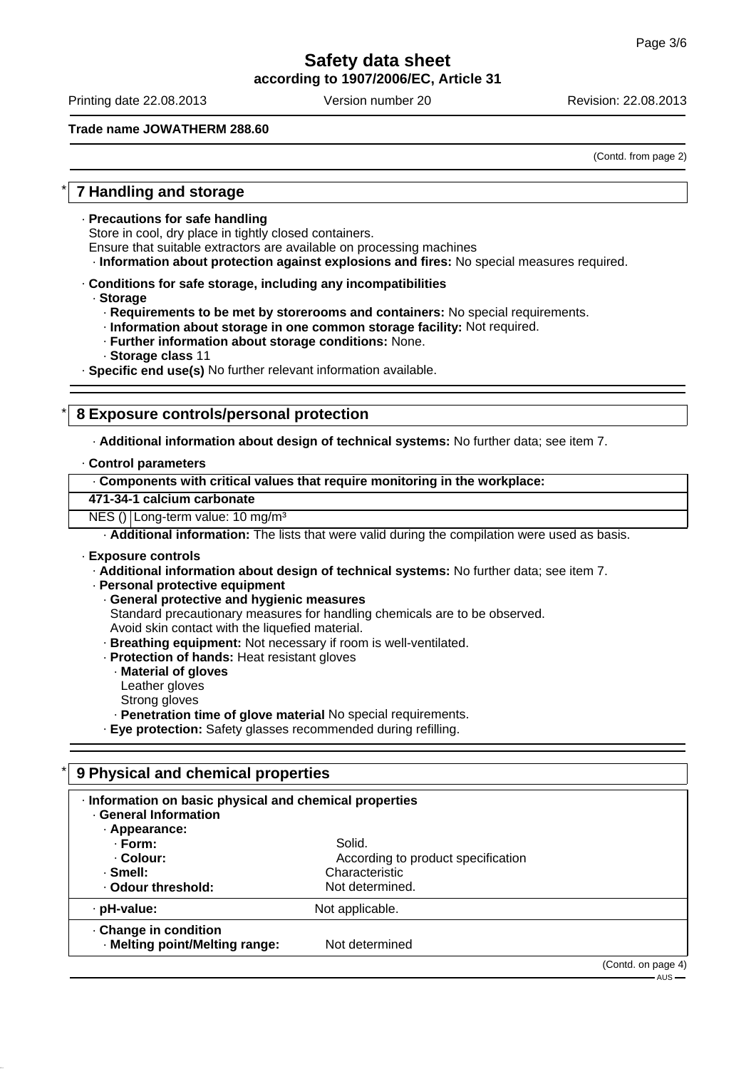Trade name JOWATHERM 288.60

(Contd. from page 2)

## 7 Handling and storage

· **Precautions for safe handling**
Store in cool, dry place in tightly closed containers.
Ensure that suitable extractors are available on processing machines
· **Information about protection against explosions and fires:** No special measures required.

· **Conditions for safe storage, including any incompatibilities**
· **Storage**
· **Requirements to be met by storerooms and containers:** No special requirements.
· **Information about storage in one common storage facility:** Not required.
· **Further information about storage conditions:** None.
· **Storage class** 11
· **Specific end use(s)** No further relevant information available.

## 8 Exposure controls/personal protection

· **Additional information about design of technical systems:** No further data; see item 7.

· **Control parameters**

| · Components with critical values that require monitoring in the workplace: | |
|---|---|
| **471-34-1 calcium carbonate** | |
| NES () | Long-term value: 10 mg/m³ |

· **Additional information:** The lists that were valid during the compilation were used as basis.

· **Exposure controls**
· **Additional information about design of technical systems:** No further data; see item 7.
· **Personal protective equipment**
· **General protective and hygienic measures**
Standard precautionary measures for handling chemicals are to be observed.
Avoid skin contact with the liquefied material.
· **Breathing equipment:** Not necessary if room is well-ventilated.
· **Protection of hands:** Heat resistant gloves
· **Material of gloves**
Leather gloves
Strong gloves
· **Penetration time of glove material** No special requirements.
· **Eye protection:** Safety glasses recommended during refilling.

## 9 Physical and chemical properties

· **Information on basic physical and chemical properties**
· **General Information**

| | |
|---|---|
| · **Appearance:** | |
| · **Form:** | Solid. |
| · **Colour:** | According to product specification |
| · **Smell:** | Characteristic |
| · **Odour threshold:** | Not determined. |
| · **pH-value:** | Not applicable. |
| · **Change in condition** | |
| · **Melting point/Melting range:** | Not determined |

(Contd. on page 4)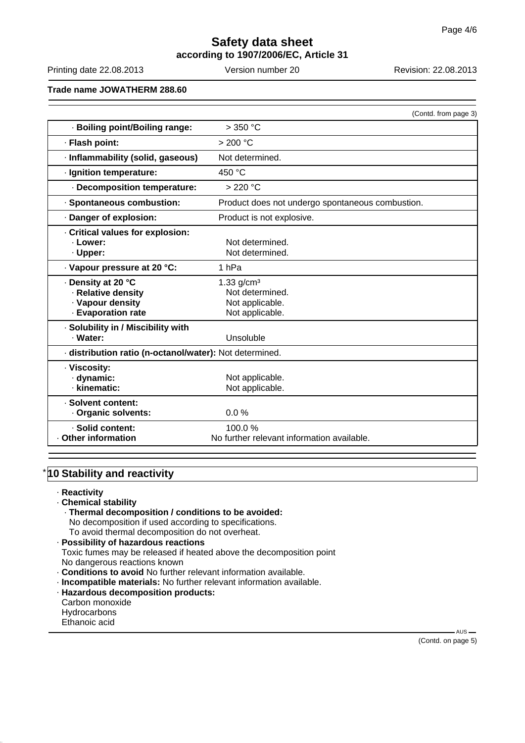**Trade name JOWATHERM 288.60**

(Contd. from page 3)

| | |
|---|---|
| · **Boiling point/Boiling range:** | > 350 °C |
| · **Flash point:** | > 200 °C |
| · **Inflammability (solid, gaseous)** | Not determined. |
| · **Ignition temperature:** | 450 °C |
| · **Decomposition temperature:** | > 220 °C |
| · **Spontaneous combustion:** | Product does not undergo spontaneous combustion. |
| · **Danger of explosion:** | Product is not explosive. |
| · **Critical values for explosion:** | |
| · **Lower:** | Not determined. |
| · **Upper:** | Not determined. |
| · **Vapour pressure at 20 °C:** | 1 hPa |
| · **Density at 20 °C** | 1.33 g/cm³ |
| · **Relative density** | Not determined. |
| · **Vapour density** | Not applicable. |
| · **Evaporation rate** | Not applicable. |
| · **Solubility in / Miscibility with** | |
| · **Water:** | Unsoluble |
| · **distribution ratio (n-octanol/water):** Not determined. | |
| · **Viscosity:** | |
| · **dynamic:** | Not applicable. |
| · **kinematic:** | Not applicable. |
| · **Solvent content:** | |
| · **Organic solvents:** | 0.0 % |
| · **Solid content:** | 100.0 % |
| · **Other information** | No further relevant information available. |

## * 10 Stability and reactivity

- · **Reactivity**
- · **Chemical stability**
  - · **Thermal decomposition / conditions to be avoided:**
    No decomposition if used according to specifications.
    To avoid thermal decomposition do not overheat.
- · **Possibility of hazardous reactions**
  Toxic fumes may be released if heated above the decomposition point
  No dangerous reactions known
- · **Conditions to avoid** No further relevant information available.
- · **Incompatible materials:** No further relevant information available.
- · **Hazardous decomposition products:**
  Carbon monoxide
  Hydrocarbons
  Ethanoic acid

(Contd. on page 5)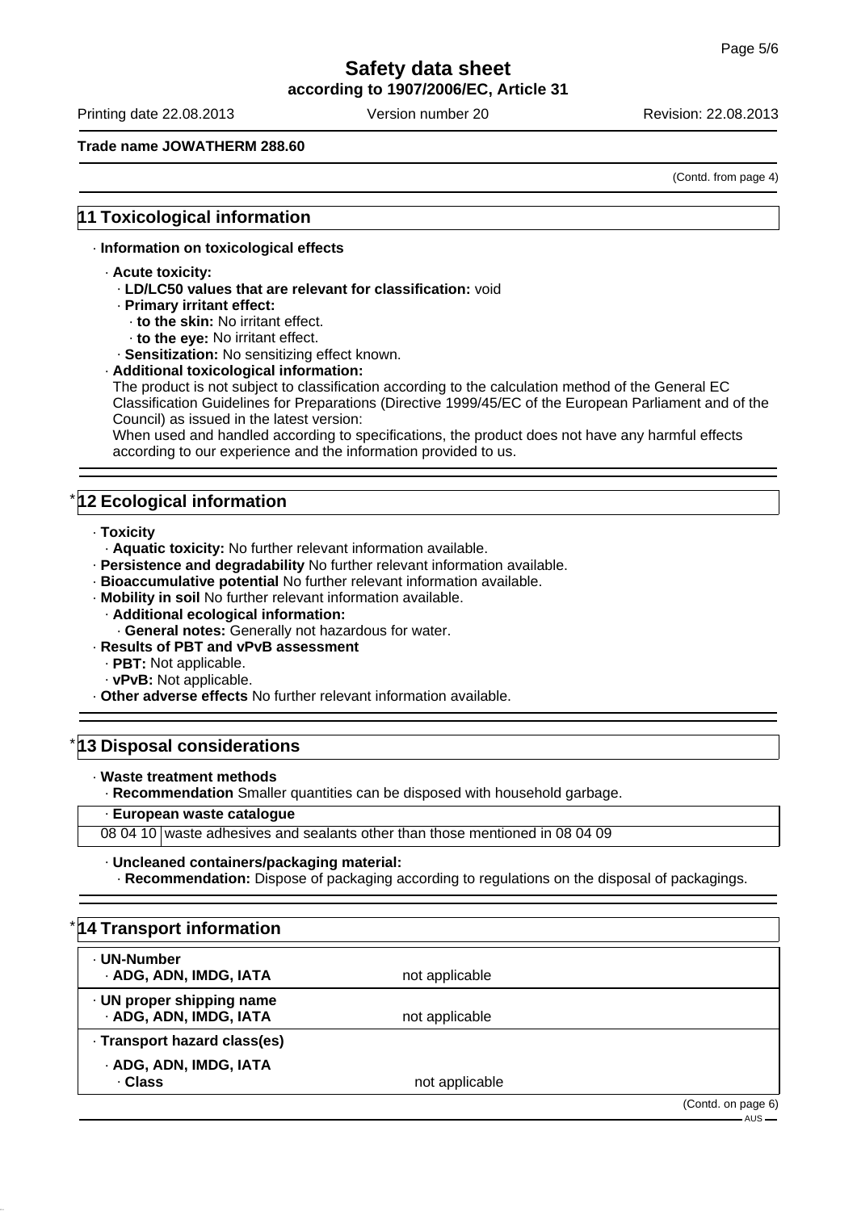## 11 Toxicological information

· **Information on toxicological effects**

· **Acute toxicity:**
  · **LD/LC50 values that are relevant for classification:** void
  · **Primary irritant effect:**
    · **to the skin:** No irritant effect.
    · **to the eye:** No irritant effect.
  · **Sensitization:** No sensitizing effect known.
· **Additional toxicological information:**
  The product is not subject to classification according to the calculation method of the General EC Classification Guidelines for Preparations (Directive 1999/45/EC of the European Parliament and of the Council) as issued in the latest version:
  When used and handled according to specifications, the product does not have any harmful effects according to our experience and the information provided to us.

## * 12 Ecological information

· **Toxicity**
  · **Aquatic toxicity:** No further relevant information available.
· **Persistence and degradability** No further relevant information available.
· **Bioaccumulative potential** No further relevant information available.
· **Mobility in soil** No further relevant information available.
  · **Additional ecological information:**
    · **General notes:** Generally not hazardous for water.
· **Results of PBT and vPvB assessment**
  · **PBT:** Not applicable.
  · **vPvB:** Not applicable.
· **Other adverse effects** No further relevant information available.

## * 13 Disposal considerations

· **Waste treatment methods**
  · **Recommendation** Smaller quantities can be disposed with household garbage.

| · **European waste catalogue** | |
|---|---|
| 08 04 10 | waste adhesives and sealants other than those mentioned in 08 04 09 |

· **Uncleaned containers/packaging material:**
  · **Recommendation:** Dispose of packaging according to regulations on the disposal of packagings.

## * 14 Transport information

| | |
|---|---|
| · **UN-Number**<br>· **ADG, ADN, IMDG, IATA** | not applicable |
| · **UN proper shipping name**<br>· **ADG, ADN, IMDG, IATA** | not applicable |
| · **Transport hazard class(es)** | |
| · **ADG, ADN, IMDG, IATA**<br>· **Class** | not applicable |

(Contd. on page 6)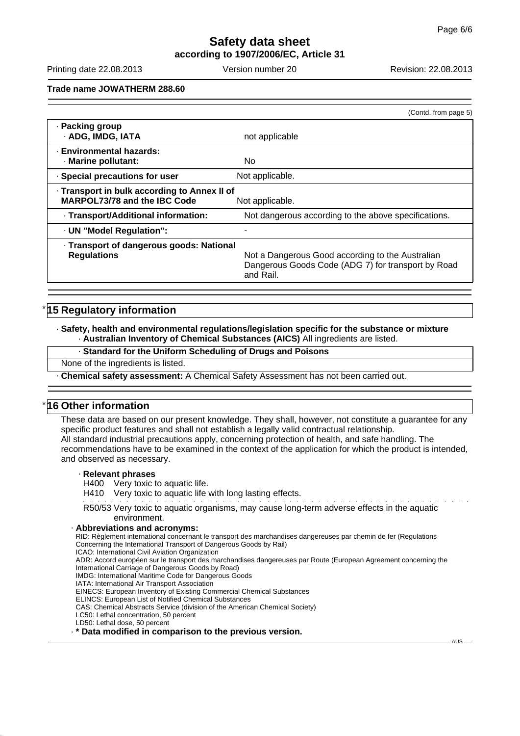(Contd. from page 5)

| | |
|---|---|
| · **Packing group**<br>· **ADG, IMDG, IATA** | not applicable |
| · **Environmental hazards:**<br>· **Marine pollutant:** | No |
| · **Special precautions for user** | Not applicable. |
| · **Transport in bulk according to Annex II of MARPOL73/78 and the IBC Code** | Not applicable. |
| · **Transport/Additional information:** | Not dangerous according to the above specifications. |
| · **UN "Model Regulation":** | - |
| · **Transport of dangerous goods: National Regulations** | Not a Dangerous Good according to the Australian Dangerous Goods Code (ADG 7) for transport by Road and Rail. |

## *15 Regulatory information

· **Safety, health and environmental regulations/legislation specific for the substance or mixture**
· **Australian Inventory of Chemical Substances (AICS)** All ingredients are listed.

· **Standard for the Uniform Scheduling of Drugs and Poisons**
None of the ingredients is listed.

· **Chemical safety assessment:** A Chemical Safety Assessment has not been carried out.

## *16 Other information

These data are based on our present knowledge. They shall, however, not constitute a guarantee for any specific product features and shall not establish a legally valid contractual relationship.
All standard industrial precautions apply, concerning protection of health, and safe handling. The recommendations have to be examined in the context of the application for which the product is intended, and observed as necessary.

· **Relevant phrases**
H400 Very toxic to aquatic life.
H410 Very toxic to aquatic life with long lasting effects.

R50/53 Very toxic to aquatic organisms, may cause long-term adverse effects in the aquatic environment.

· **Abbreviations and acronyms:**
RID: Règlement international concernant le transport des marchandises dangereuses par chemin de fer (Regulations Concerning the International Transport of Dangerous Goods by Rail)
ICAO: International Civil Aviation Organization
ADR: Accord européen sur le transport des marchandises dangereuses par Route (European Agreement concerning the International Carriage of Dangerous Goods by Road)
IMDG: International Maritime Code for Dangerous Goods
IATA: International Air Transport Association
EINECS: European Inventory of Existing Commercial Chemical Substances
ELINCS: European List of Notified Chemical Substances
CAS: Chemical Abstracts Service (division of the American Chemical Society)
LC50: Lethal concentration, 50 percent
LD50: Lethal dose, 50 percent

· *** Data modified in comparison to the previous version.**